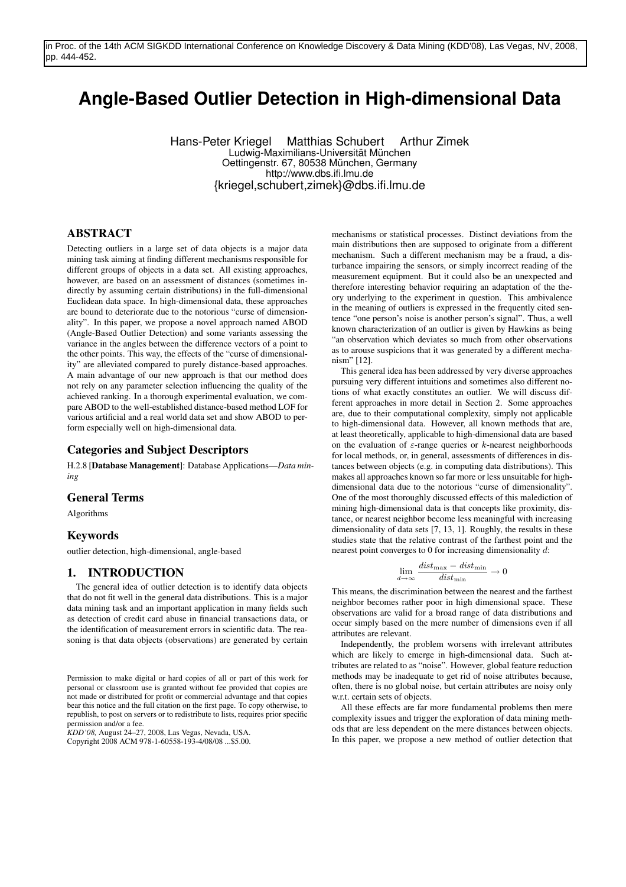in Proc. of the 14th ACM SIGKDD International Conference on Knowledge Discovery & Data Mining (KDD'08), Las Vegas, NV, 2008, pp. 444-452.

# Angle-Based Outlier Detection in High-dimensional Data

Hans-Peter Kriegel Matthias Schubert Arthur Zimek
Ludwig-Maximilians-Universität München
Oettingenstr. 67, 80538 München, Germany
http://www.dbs.ifi.lmu.de
{kriegel,schubert,zimek}@dbs.ifi.lmu.de

## ABSTRACT

Detecting outliers in a large set of data objects is a major data mining task aiming at finding different mechanisms responsible for different groups of objects in a data set. All existing approaches, however, are based on an assessment of distances (sometimes indirectly by assuming certain distributions) in the full-dimensional Euclidean data space. In high-dimensional data, these approaches are bound to deteriorate due to the notorious "curse of dimensionality". In this paper, we propose a novel approach named ABOD (Angle-Based Outlier Detection) and some variants assessing the variance in the angles between the difference vectors of a point to the other points. This way, the effects of the "curse of dimensionality" are alleviated compared to purely distance-based approaches. A main advantage of our new approach is that our method does not rely on any parameter selection influencing the quality of the achieved ranking. In a thorough experimental evaluation, we compare ABOD to the well-established distance-based method LOF for various artificial and a real world data set and show ABOD to perform especially well on high-dimensional data.

## Categories and Subject Descriptors

H.2.8 [**Database Management**]: Database Applications—*Data mining*

## General Terms

Algorithms

## Keywords

outlier detection, high-dimensional, angle-based

## 1. INTRODUCTION

The general idea of outlier detection is to identify data objects that do not fit well in the general data distributions. This is a major data mining task and an important application in many fields such as detection of credit card abuse in financial transactions data, or the identification of measurement errors in scientific data. The reasoning is that data objects (observations) are generated by certain mechanisms or statistical processes. Distinct deviations from the main distributions then are supposed to originate from a different mechanism. Such a different mechanism may be a fraud, a disturbance impairing the sensors, or simply incorrect reading of the measurement equipment. But it could also be an unexpected and therefore interesting behavior requiring an adaptation of the theory underlying to the experiment in question. This ambivalence in the meaning of outliers is expressed in the frequently cited sentence "one person's noise is another person's signal". Thus, a well known characterization of an outlier is given by Hawkins as being "an observation which deviates so much from other observations as to arouse suspicions that it was generated by a different mechanism" [12].

This general idea has been addressed by very diverse approaches pursuing very different intuitions and sometimes also different notions of what exactly constitutes an outlier. We will discuss different approaches in more detail in Section 2. Some approaches are, due to their computational complexity, simply not applicable to high-dimensional data. However, all known methods that are, at least theoretically, applicable to high-dimensional data are based on the evaluation of $\varepsilon$-range queries or $k$-nearest neighborhoods for local methods, or, in general, assessments of differences in distances between objects (e.g. in computing data distributions). This makes all approaches known so far more or less unsuitable for high-dimensional data due to the notorious "curse of dimensionality". One of the most thoroughly discussed effects of this malediction of mining high-dimensional data is that concepts like proximity, distance, or nearest neighbor become less meaningful with increasing dimensionality of data sets [7, 13, 1]. Roughly, the results in these studies state that the relative contrast of the farthest point and the nearest point converges to 0 for increasing dimensionality $d$:

$$\lim_{d \to \infty} \frac{dist_{\max} - dist_{\min}}{dist_{\min}} \to 0$$

This means, the discrimination between the nearest and the farthest neighbor becomes rather poor in high dimensional space. These observations are valid for a broad range of data distributions and occur simply based on the mere number of dimensions even if all attributes are relevant.

Independently, the problem worsens with irrelevant attributes which are likely to emerge in high-dimensional data. Such attributes are related to as "noise". However, global feature reduction methods may be inadequate to get rid of noise attributes because, often, there is no global noise, but certain attributes are noisy only w.r.t. certain sets of objects.

All these effects are far more fundamental problems then mere complexity issues and trigger the exploration of data mining methods that are less dependent on the mere distances between objects. In this paper, we propose a new method of outlier detection that

Permission to make digital or hard copies of all or part of this work for personal or classroom use is granted without fee provided that copies are not made or distributed for profit or commercial advantage and that copies bear this notice and the full citation on the first page. To copy otherwise, to republish, to post on servers or to redistribute to lists, requires prior specific permission and/or a fee.
*KDD'08,* August 24–27, 2008, Las Vegas, Nevada, USA.
Copyright 2008 ACM 978-1-60558-193-4/08/08 ...$5.00.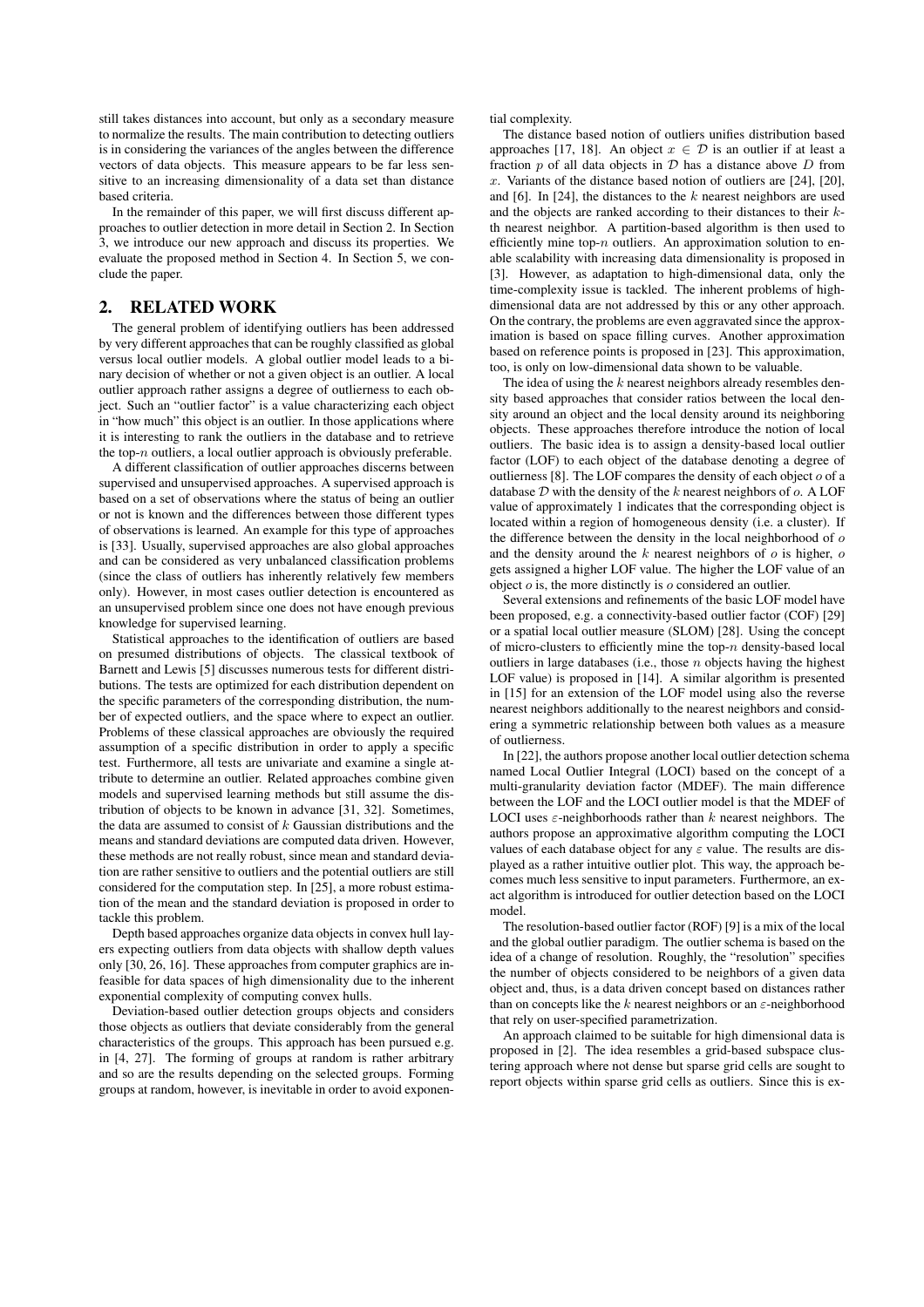still takes distances into account, but only as a secondary measure to normalize the results. The main contribution to detecting outliers is in considering the variances of the angles between the difference vectors of data objects. This measure appears to be far less sensitive to an increasing dimensionality of a data set than distance based criteria.

In the remainder of this paper, we will first discuss different approaches to outlier detection in more detail in Section 2. In Section 3, we introduce our new approach and discuss its properties. We evaluate the proposed method in Section 4. In Section 5, we conclude the paper.

## 2. RELATED WORK

The general problem of identifying outliers has been addressed by very different approaches that can be roughly classified as global versus local outlier models. A global outlier model leads to a binary decision of whether or not a given object is an outlier. A local outlier approach rather assigns a degree of outlierness to each object. Such an "outlier factor" is a value characterizing each object in "how much" this object is an outlier. In those applications where it is interesting to rank the outliers in the database and to retrieve the top-$n$ outliers, a local outlier approach is obviously preferable.

A different classification of outlier approaches discerns between supervised and unsupervised approaches. A supervised approach is based on a set of observations where the status of being an outlier or not is known and the differences between those different types of observations is learned. An example for this type of approaches is [33]. Usually, supervised approaches are also global approaches and can be considered as very unbalanced classification problems (since the class of outliers has inherently relatively few members only). However, in most cases outlier detection is encountered as an unsupervised problem since one does not have enough previous knowledge for supervised learning.

Statistical approaches to the identification of outliers are based on presumed distributions of objects. The classical textbook of Barnett and Lewis [5] discusses numerous tests for different distributions. The tests are optimized for each distribution dependent on the specific parameters of the corresponding distribution, the number of expected outliers, and the space where to expect an outlier. Problems of these classical approaches are obviously the required assumption of a specific distribution in order to apply a specific test. Furthermore, all tests are univariate and examine a single attribute to determine an outlier. Related approaches combine given models and supervised learning methods but still assume the distribution of objects to be known in advance [31, 32]. Sometimes, the data are assumed to consist of $k$ Gaussian distributions and the means and standard deviations are computed data driven. However, these methods are not really robust, since mean and standard deviation are rather sensitive to outliers and the potential outliers are still considered for the computation step. In [25], a more robust estimation of the mean and the standard deviation is proposed in order to tackle this problem.

Depth based approaches organize data objects in convex hull layers expecting outliers from data objects with shallow depth values only [30, 26, 16]. These approaches from computer graphics are infeasible for data spaces of high dimensionality due to the inherent exponential complexity of computing convex hulls.

Deviation-based outlier detection groups objects and considers those objects as outliers that deviate considerably from the general characteristics of the groups. This approach has been pursued e.g. in [4, 27]. The forming of groups at random is rather arbitrary and so are the results depending on the selected groups. Forming groups at random, however, is inevitable in order to avoid exponential complexity.

The distance based notion of outliers unifies distribution based approaches [17, 18]. An object $x \in \mathcal{D}$ is an outlier if at least a fraction $p$ of all data objects in $\mathcal{D}$ has a distance above $D$ from $x$. Variants of the distance based notion of outliers are [24], [20], and [6]. In [24], the distances to the $k$ nearest neighbors are used and the objects are ranked according to their distances to their $k$-th nearest neighbor. A partition-based algorithm is then used to efficiently mine top-$n$ outliers. An approximation solution to enable scalability with increasing data dimensionality is proposed in [3]. However, as adaptation to high-dimensional data, only the time-complexity issue is tackled. The inherent problems of high-dimensional data are not addressed by this or any other approach. On the contrary, the problems are even aggravated since the approximation is based on space filling curves. Another approximation based on reference points is proposed in [23]. This approximation, too, is only on low-dimensional data shown to be valuable.

The idea of using the $k$ nearest neighbors already resembles density based approaches that consider ratios between the local density around an object and the local density around its neighboring objects. These approaches therefore introduce the notion of local outliers. The basic idea is to assign a density-based local outlier factor (LOF) to each object of the database denoting a degree of outlierness [8]. The LOF compares the density of each object $o$ of a database $\mathcal{D}$ with the density of the $k$ nearest neighbors of $o$. A LOF value of approximately 1 indicates that the corresponding object is located within a region of homogeneous density (i.e. a cluster). If the difference between the density in the local neighborhood of $o$ and the density around the $k$ nearest neighbors of $o$ is higher, $o$ gets assigned a higher LOF value. The higher the LOF value of an object $o$ is, the more distinctly is $o$ considered an outlier.

Several extensions and refinements of the basic LOF model have been proposed, e.g. a connectivity-based outlier factor (COF) [29] or a spatial local outlier measure (SLOM) [28]. Using the concept of micro-clusters to efficiently mine the top-$n$ density-based local outliers in large databases (i.e., those $n$ objects having the highest LOF value) is proposed in [14]. A similar algorithm is presented in [15] for an extension of the LOF model using also the reverse nearest neighbors additionally to the nearest neighbors and considering a symmetric relationship between both values as a measure of outlierness.

In [22], the authors propose another local outlier detection schema named Local Outlier Integral (LOCI) based on the concept of a multi-granularity deviation factor (MDEF). The main difference between the LOF and the LOCI outlier model is that the MDEF of LOCI uses $\varepsilon$-neighborhoods rather than $k$ nearest neighbors. The authors propose an approximative algorithm computing the LOCI values of each database object for any $\varepsilon$ value. The results are displayed as a rather intuitive outlier plot. This way, the approach becomes much less sensitive to input parameters. Furthermore, an exact algorithm is introduced for outlier detection based on the LOCI model.

The resolution-based outlier factor (ROF) [9] is a mix of the local and the global outlier paradigm. The outlier schema is based on the idea of a change of resolution. Roughly, the "resolution" specifies the number of objects considered to be neighbors of a given data object and, thus, is a data driven concept based on distances rather than on concepts like the $k$ nearest neighbors or an $\varepsilon$-neighborhood that rely on user-specified parametrization.

An approach claimed to be suitable for high dimensional data is proposed in [2]. The idea resembles a grid-based subspace clustering approach where not dense but sparse grid cells are sought to report objects within sparse grid cells as outliers. Since this is ex-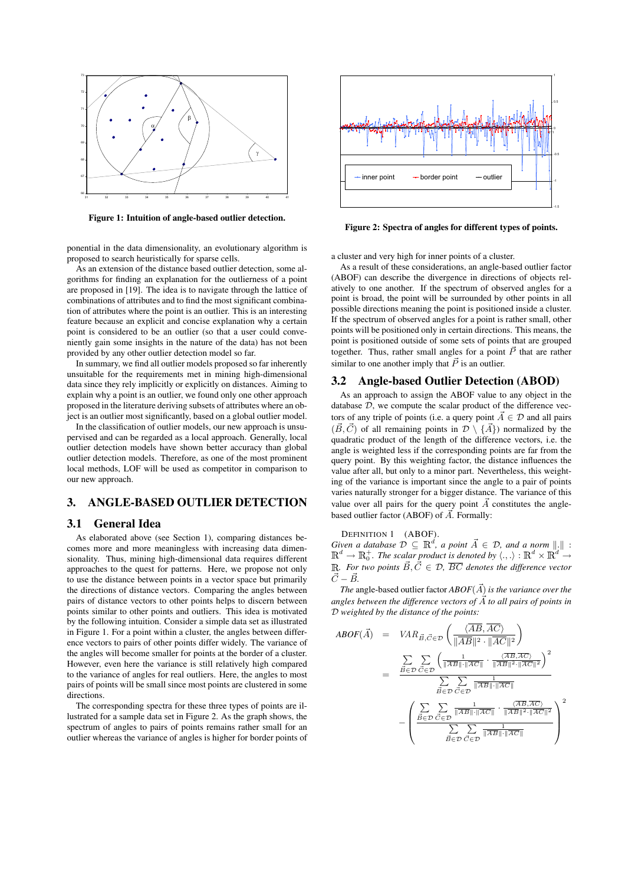Figure 1: Intuition of angle-based outlier detection.

Figure 2: Spectra of angles for different types of points.

ponential in the data dimensionality, an evolutionary algorithm is proposed to search heuristically for sparse cells.

As an extension of the distance based outlier detection, some algorithms for finding an explanation for the outlierness of a point are proposed in [19]. The idea is to navigate through the lattice of combinations of attributes and to find the most significant combination of attributes where the point is an outlier. This is an interesting feature because an explicit and concise explanation why a certain point is considered to be an outlier (so that a user could conveniently gain some insights in the nature of the data) has not been provided by any other outlier detection model so far.

In summary, we find all outlier models proposed so far inherently unsuitable for the requirements met in mining high-dimensional data since they rely implicitly or explicitly on distances. Aiming to explain why a point is an outlier, we found only one other approach proposed in the literature deriving subsets of attributes where an object is an outlier most significantly, based on a global outlier model.

In the classification of outlier models, our new approach is unsupervised and can be regarded as a local approach. Generally, local outlier detection models have shown better accuracy than global outlier detection models. Therefore, as one of the most prominent local methods, LOF will be used as competitor in comparison to our new approach.

# 3. ANGLE-BASED OUTLIER DETECTION

## 3.1 General Idea

As elaborated above (see Section 1), comparing distances becomes more and more meaningless with increasing data dimensionality. Thus, mining high-dimensional data requires different approaches to the quest for patterns. Here, we propose not only to use the distance between points in a vector space but primarily the directions of distance vectors. Comparing the angles between pairs of distance vectors to other points helps to discern between points similar to other points and outliers. This idea is motivated by the following intuition. Consider a simple data set as illustrated in Figure 1. For a point within a cluster, the angles between difference vectors to pairs of other points differ widely. The variance of the angles will become smaller for points at the border of a cluster. However, even here the variance is still relatively high compared to the variance of angles for real outliers. Here, the angles to most pairs of points will be small since most points are clustered in some directions.

The corresponding spectra for these three types of points are illustrated for a sample data set in Figure 2. As the graph shows, the spectrum of angles to pairs of points remains rather small for an outlier whereas the variance of angles is higher for border points of a cluster and very high for inner points of a cluster.

As a result of these considerations, an angle-based outlier factor (ABOF) can describe the divergence in directions of objects relatively to one another. If the spectrum of observed angles for a point is broad, the point will be surrounded by other points in all possible directions meaning the point is positioned inside a cluster. If the spectrum of observed angles for a point is rather small, other points will be positioned only in certain directions. This means, the point is positioned outside of some sets of points that are grouped together. Thus, rather small angles for a point $\vec{P}$ that are rather similar to one another imply that $\vec{P}$ is an outlier.

## 3.2 Angle-based Outlier Detection (ABOD)

As an approach to assign the ABOF value to any object in the database $\mathcal{D}$, we compute the scalar product of the difference vectors of triples of points (i.e. a query point $\vec{A} \in \mathcal{D}$ and all pairs $(\vec{B}, \vec{C})$ of all remaining points in $\mathcal{D} \setminus \{\vec{A}\}$) normalized by the quadratic product of the length of the difference vectors, i.e. the angle is weighted less if the corresponding points are far from the query point. By this weighting factor, the distance influences the value after all, but only to a minor part. Nevertheless, this weighting of the variance is important since the angle to a pair of points varies naturally stronger for a bigger distance. The variance of this value over all pairs for the query point $\vec{A}$ constitutes the angle-based outlier factor (ABOF) of $\vec{A}$. Formally:

DEFINITION 1 (ABOF).
*Given a database $\mathcal{D} \subseteq \mathbb{R}^d$, a point $\vec{A} \in \mathcal{D}$, and a norm $\|.\| : \mathbb{R}^d \rightarrow \mathbb{R}_0^+$. The scalar product is denoted by $\langle .,. \rangle : \mathbb{R}^d \times \mathbb{R}^d \rightarrow \mathbb{R}$. For two points $\vec{B}, \vec{C} \in \mathcal{D}$, $\overline{BC}$ denotes the difference vector $\vec{C} - \vec{B}$.*

*The* angle-based outlier factor *ABOF($\vec{A}$) is the variance over the angles between the difference vectors of $\vec{A}$ to all pairs of points in $\mathcal{D}$ weighted by the distance of the points:*

$$
\begin{aligned}
ABOF(\vec{A}) &= VAR_{\vec{B},\vec{C} \in \mathcal{D}} \left( \frac{\langle \overline{AB}, \overline{AC} \rangle}{\|\overline{AB}\|^2 \cdot \|\overline{AC}\|^2} \right) \\
&= \frac{\sum\limits_{\vec{B} \in \mathcal{D}} \sum\limits_{\vec{C} \in \mathcal{D}} \left( \frac{1}{\|\overline{AB}\| \cdot \|\overline{AC}\|} \cdot \frac{\langle \overline{AB}, \overline{AC} \rangle}{\|\overline{AB}\|^2 \cdot \|\overline{AC}\|^2} \right)^2}{\sum\limits_{\vec{B} \in \mathcal{D}} \sum\limits_{\vec{C} \in \mathcal{D}} \frac{1}{\|\overline{AB}\| \cdot \|\overline{AC}\|}} \\
&\quad - \left( \frac{\sum\limits_{\vec{B} \in \mathcal{D}} \sum\limits_{\vec{C} \in \mathcal{D}} \frac{1}{\|\overline{AB}\| \cdot \|\overline{AC}\|} \cdot \frac{\langle \overline{AB}, \overline{AC} \rangle}{\|\overline{AB}\|^2 \cdot \|\overline{AC}\|^2}}{\sum\limits_{\vec{B} \in \mathcal{D}} \sum\limits_{\vec{C} \in \mathcal{D}} \frac{1}{\|\overline{AB}\| \cdot \|\overline{AC}\|}} \right)^2
\end{aligned}
$$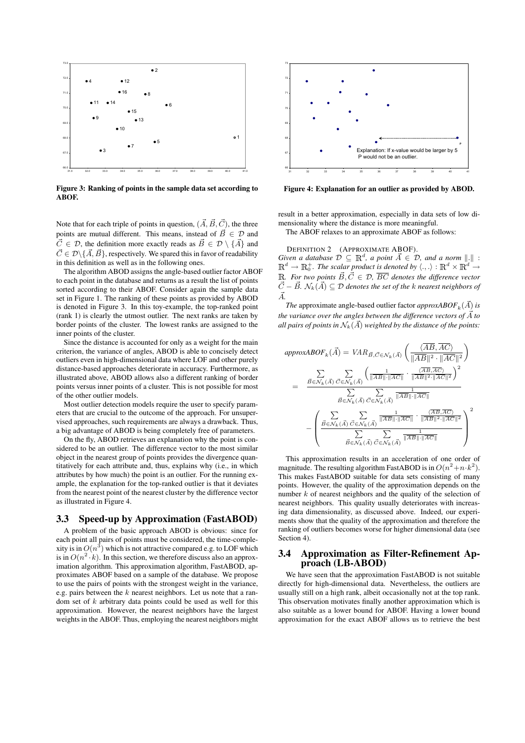Figure 3: Ranking of points in the sample data set according to ABOF.

Figure 4: Explanation for an outlier as provided by ABOD.

Note that for each triple of points in question, $(\vec{A}, \vec{B}, \vec{C})$, the three points are mutual different. This means, instead of $\vec{B} \in \mathcal{D}$ and $\vec{C} \in \mathcal{D}$, the definition more exactly reads as $\vec{B} \in \mathcal{D} \setminus \{\vec{A}\}$ and $\vec{C} \in \mathcal{D} \setminus \{\vec{A}, \vec{B}\}$, respectively. We spared this in favor of readability in this definition as well as in the following ones.

The algorithm ABOD assigns the angle-based outlier factor ABOF to each point in the database and returns as a result the list of points sorted according to their ABOF. Consider again the sample data set in Figure 1. The ranking of these points as provided by ABOD is denoted in Figure 3. In this toy-example, the top-ranked point (rank 1) is clearly the utmost outlier. The next ranks are taken by border points of the cluster. The lowest ranks are assigned to the inner points of the cluster.

Since the distance is accounted for only as a weight for the main criterion, the variance of angles, ABOD is able to concisely detect outliers even in high-dimensional data where LOF and other purely distance-based approaches deteriorate in accuracy. Furthermore, as illustrated above, ABOD allows also a different ranking of border points versus inner points of a cluster. This is not possible for most of the other outlier models.

Most outlier detection models require the user to specify parameters that are crucial to the outcome of the approach. For unsupervised approaches, such requirements are always a drawback. Thus, a big advantage of ABOD is being completely free of parameters.

On the fly, ABOD retrieves an explanation why the point is considered to be an outlier. The difference vector to the most similar object in the nearest group of points provides the divergence quantitatively for each attribute and, thus, explains why (i.e., in which attributes by how much) the point is an outlier. For the running example, the explanation for the top-ranked outlier is that it deviates from the nearest point of the nearest cluster by the difference vector as illustrated in Figure 4.

## 3.3 Speed-up by Approximation (FastABOD)

A problem of the basic approach ABOD is obvious: since for each point all pairs of points must be considered, the time-complexity is in $O(n^3)$ which is not attractive compared e.g. to LOF which is in $O(n^2 \cdot k)$. In this section, we therefore discuss also an approximation algorithm. This approximation algorithm, FastABOD, approximates ABOF based on a sample of the database. We propose to use the pairs of points with the strongest weight in the variance, e.g. pairs between the $k$ nearest neighbors. Let us note that a random set of $k$ arbitrary data points could be used as well for this approximation. However, the nearest neighbors have the largest weights in the ABOF. Thus, employing the nearest neighbors might result in a better approximation, especially in data sets of low dimensionality where the distance is more meaningful.

The ABOF relaxes to an approximate ABOF as follows:

Definition 2 (Approximate ABOF).
*Given a database $\mathcal{D} \subseteq \mathbb{R}^d$, a point $\vec{A} \in \mathcal{D}$, and a norm $\|.\| : \mathbb{R}^d \rightarrow \mathbb{R}_0^+$. The scalar product is denoted by $\langle .,. \rangle : \mathbb{R}^d \times \mathbb{R}^d \rightarrow \mathbb{R}$. For two points $\vec{B}, \vec{C} \in \mathcal{D}$, $\overline{BC}$ denotes the difference vector $\vec{C} - \vec{B}$. $\mathcal{N}_k(\vec{A}) \subseteq \mathcal{D}$ denotes the set of the $k$ nearest neighbors of $\vec{A}$.*

*The* approximate angle-based outlier factor *$approxABOF_k(\vec{A})$ is the variance over the angles between the difference vectors of $\vec{A}$ to all pairs of points in $\mathcal{N}_k(\vec{A})$ weighted by the distance of the points:*

$$
\begin{aligned}
approxABOF_k(\vec{A}) &= VAR_{\vec{B},\vec{C} \in \mathcal{N}_k(\vec{A})} \left( \frac{\langle \overline{AB}, \overline{AC} \rangle}{\|\overline{AB}\|^2 \cdot \|\overline{AC}\|^2} \right) \\
&= \frac{\sum\limits_{\vec{B} \in \mathcal{N}_k(\vec{A})} \sum\limits_{\vec{C} \in \mathcal{N}_k(\vec{A})} \left( \frac{1}{\|\overline{AB}\| \cdot \|\overline{AC}\|} \cdot \frac{\langle \overline{AB}, \overline{AC} \rangle}{\|\overline{AB}\|^2 \cdot \|\overline{AC}\|^2} \right)^2}{\sum\limits_{\vec{B} \in \mathcal{N}_k(\vec{A})} \sum\limits_{\vec{C} \in \mathcal{N}_k(\vec{A})} \frac{1}{\|\overline{AB}\| \cdot \|\overline{AC}\|}} \\
&\quad - \left( \frac{\sum\limits_{\vec{B} \in \mathcal{N}_k(\vec{A})} \sum\limits_{\vec{C} \in \mathcal{N}_k(\vec{A})} \frac{1}{\|\overline{AB}\| \cdot \|\overline{AC}\|} \cdot \frac{\langle \overline{AB}, \overline{AC} \rangle}{\|\overline{AB}\|^2 \cdot \|\overline{AC}\|^2}}{\sum\limits_{\vec{B} \in \mathcal{N}_k(\vec{A})} \sum\limits_{\vec{C} \in \mathcal{N}_k(\vec{A})} \frac{1}{\|\overline{AB}\| \cdot \|\overline{AC}\|}} \right)^2
\end{aligned}
$$

This approximation results in an acceleration of one order of magnitude. The resulting algorithm FastABOD is in $O(n^2 + n \cdot k^2)$. This makes FastABOD suitable for data sets consisting of many points. However, the quality of the approximation depends on the number $k$ of nearest neighbors and the quality of the selection of nearest neighbors. This quality usually deteriorates with increasing data dimensionality, as discussed above. Indeed, our experiments show that the quality of the approximation and therefore the ranking of outliers becomes worse for higher dimensional data (see Section 4).

## 3.4 Approximation as Filter-Refinement Approach (LB-ABOD)

We have seen that the approximation FastABOD is not suitable directly for high-dimensional data. Nevertheless, the outliers are usually still on a high rank, albeit occasionally not at the top rank. This observation motivates finally another approximation which is also suitable as a lower bound for ABOF. Having a lower bound approximation for the exact ABOF allows us to retrieve the best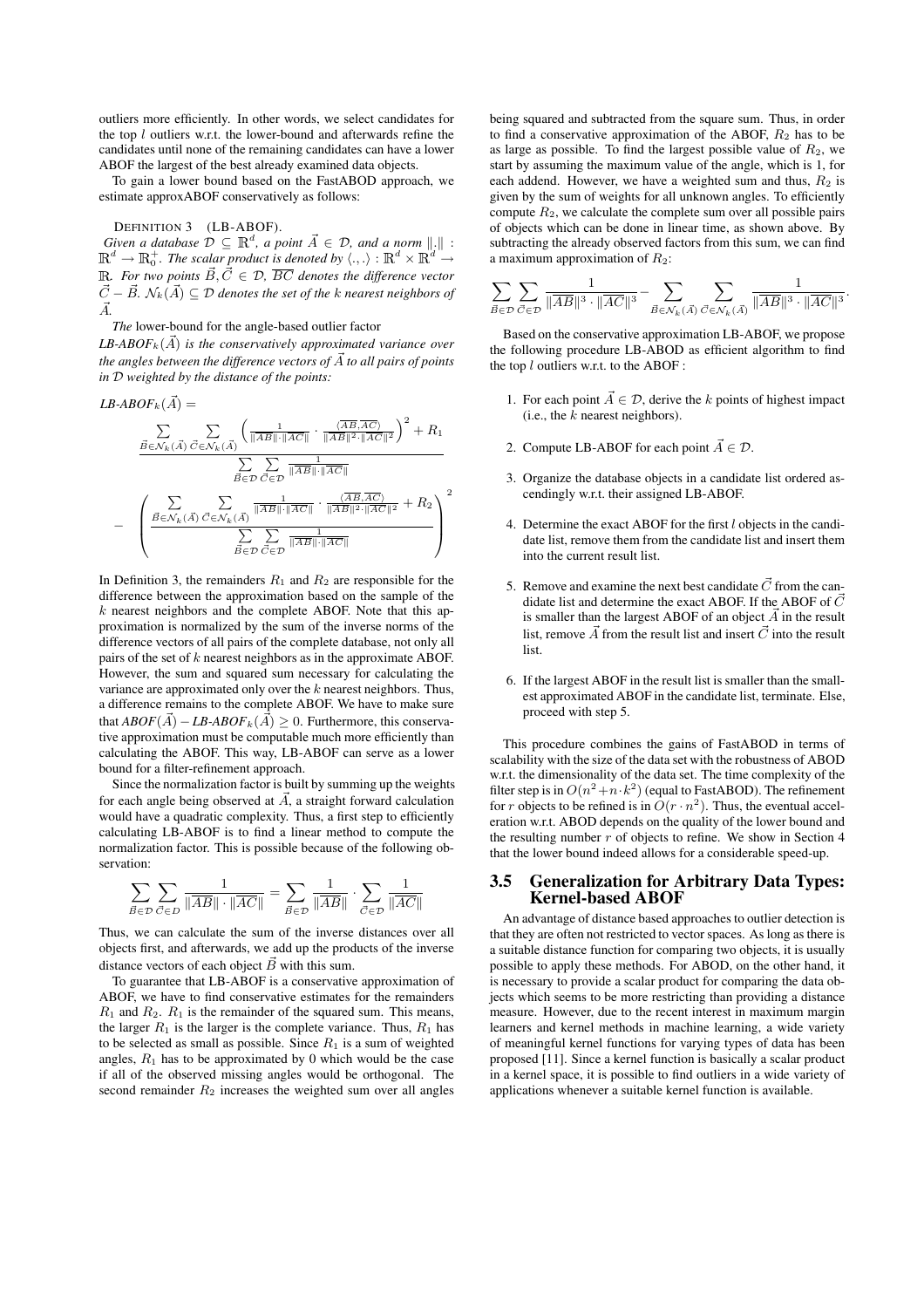outliers more efficiently. In other words, we select candidates for the top $l$ outliers w.r.t. the lower-bound and afterwards refine the candidates until none of the remaining candidates can have a lower ABOF than the largest of the best already examined data objects.

To gain a lower bound based on the FastABOD approach, we estimate approxABOF conservatively as follows:

DEFINITION 3 (LB-ABOF).
*Given a database $\mathcal{D} \subseteq \mathbb{R}^d$, a point $\vec{A} \in \mathcal{D}$, and a norm $\|.\| : \mathbb{R}^d \to \mathbb{R}_0^+$. The scalar product is denoted by $\langle .,. \rangle : \mathbb{R}^d \times \mathbb{R}^d \to \mathbb{R}$. For two points $\vec{B}, \vec{C} \in \mathcal{D}$, $\overline{BC}$ denotes the difference vector $\vec{C} - \vec{B}$. $\mathcal{N}_k(\vec{A}) \subseteq \mathcal{D}$ denotes the set of the $k$ nearest neighbors of $\vec{A}$.*

*The* lower-bound for the angle-based outlier factor
*LB-ABOF$_k(\vec{A})$ is the conservatively approximated variance over the angles between the difference vectors of $\vec{A}$ to all pairs of points in $\mathcal{D}$ weighted by the distance of the points:*

$$
\text{LB-ABOF}_k(\vec{A}) = \frac{\sum\limits_{\vec{B}\in\mathcal{N}_k(\vec{A})}\sum\limits_{\vec{C}\in\mathcal{N}_k(\vec{A})}\left(\frac{1}{\|\overline{AB}\|\cdot\|\overline{AC}\|}\cdot\frac{\langle\overline{AB},\overline{AC}\rangle}{\|\overline{AB}\|^2\cdot\|\overline{AC}\|^2}\right)^2 + R_1}{\sum\limits_{\vec{B}\in\mathcal{D}}\sum\limits_{\vec{C}\in\mathcal{D}}\frac{1}{\|\overline{AB}\|\cdot\|\overline{AC}\|}}
- \left(\frac{\sum\limits_{\vec{B}\in\mathcal{N}_k(\vec{A})}\sum\limits_{\vec{C}\in\mathcal{N}_k(\vec{A})}\frac{1}{\|\overline{AB}\|\cdot\|\overline{AC}\|}\cdot\frac{\langle\overline{AB},\overline{AC}\rangle}{\|\overline{AB}\|^2\cdot\|\overline{AC}\|^2} + R_2}{\sum\limits_{\vec{B}\in\mathcal{D}}\sum\limits_{\vec{C}\in\mathcal{D}}\frac{1}{\|\overline{AB}\|\cdot\|\overline{AC}\|}}\right)^2
$$

In Definition 3, the remainders $R_1$ and $R_2$ are responsible for the difference between the approximation based on the sample of the $k$ nearest neighbors and the complete ABOF. Note that this approximation is normalized by the sum of the inverse norms of the difference vectors of all pairs of the complete database, not only all pairs of the set of $k$ nearest neighbors as in the approximate ABOF. However, the sum and squared sum necessary for calculating the variance are approximated only over the $k$ nearest neighbors. Thus, a difference remains to the complete ABOF. We have to make sure that $ABOF(\vec{A}) - LB\text{-}ABOF_k(\vec{A}) \geq 0$. Furthermore, this conservative approximation must be computable much more efficiently than calculating the ABOF. This way, LB-ABOF can serve as a lower bound for a filter-refinement approach.

Since the normalization factor is built by summing up the weights for each angle being observed at $\vec{A}$, a straight forward calculation would have a quadratic complexity. Thus, a first step to efficiently calculating LB-ABOF is to find a linear method to compute the normalization factor. This is possible because of the following observation:

$$
\sum_{\vec{B}\in\mathcal{D}}\sum_{\vec{C}\in\mathcal{D}}\frac{1}{\|\overline{AB}\|\cdot\|\overline{AC}\|} = \sum_{\vec{B}\in\mathcal{D}}\frac{1}{\|\overline{AB}\|}\cdot\sum_{\vec{C}\in\mathcal{D}}\frac{1}{\|\overline{AC}\|}
$$

Thus, we can calculate the sum of the inverse distances over all objects first, and afterwards, we add up the products of the inverse distance vectors of each object $\vec{B}$ with this sum.

To guarantee that LB-ABOF is a conservative approximation of ABOF, we have to find conservative estimates for the remainders $R_1$ and $R_2$. $R_1$ is the remainder of the squared sum. This means, the larger $R_1$ is the larger is the complete variance. Thus, $R_1$ has to be selected as small as possible. Since $R_1$ is a sum of weighted angles, $R_1$ has to be approximated by 0 which would be the case if all of the observed missing angles would be orthogonal. The second remainder $R_2$ increases the weighted sum over all angles being squared and subtracted from the square sum. Thus, in order to find a conservative approximation of the ABOF, $R_2$ has to be as large as possible. To find the largest possible value of $R_2$, we start by assuming the maximum value of the angle, which is 1, for each addend. However, we have a weighted sum and thus, $R_2$ is given by the sum of weights for all unknown angles. To efficiently compute $R_2$, we calculate the complete sum over all possible pairs of objects which can be done in linear time, as shown above. By subtracting the already observed factors from this sum, we can find a maximum approximation of $R_2$:

$$
\sum_{\vec{B}\in\mathcal{D}}\sum_{\vec{C}\in\mathcal{D}}\frac{1}{\|\overline{AB}\|^3\cdot\|\overline{AC}\|^3} - \sum_{\vec{B}\in\mathcal{N}_k(\vec{A})}\sum_{\vec{C}\in\mathcal{N}_k(\vec{A})}\frac{1}{\|\overline{AB}\|^3\cdot\|\overline{AC}\|^3}.
$$

Based on the conservative approximation LB-ABOF, we propose the following procedure LB-ABOD as efficient algorithm to find the top $l$ outliers w.r.t. to the ABOF :

1. For each point $\vec{A} \in \mathcal{D}$, derive the $k$ points of highest impact (i.e., the $k$ nearest neighbors).

2. Compute LB-ABOF for each point $\vec{A} \in \mathcal{D}$.

3. Organize the database objects in a candidate list ordered ascendingly w.r.t. their assigned LB-ABOF.

4. Determine the exact ABOF for the first $l$ objects in the candidate list, remove them from the candidate list and insert them into the current result list.

5. Remove and examine the next best candidate $\vec{C}$ from the candidate list and determine the exact ABOF. If the ABOF of $\vec{C}$ is smaller than the largest ABOF of an object $\vec{A}$ in the result list, remove $\vec{A}$ from the result list and insert $\vec{C}$ into the result list.

6. If the largest ABOF in the result list is smaller than the smallest approximated ABOF in the candidate list, terminate. Else, proceed with step 5.

This procedure combines the gains of FastABOD in terms of scalability with the size of the data set with the robustness of ABOD w.r.t. the dimensionality of the data set. The time complexity of the filter step is in $O(n^2 + n \cdot k^2)$ (equal to FastABOD). The refinement for $r$ objects to be refined is in $O(r \cdot n^2)$. Thus, the eventual acceleration w.r.t. ABOD depends on the quality of the lower bound and the resulting number $r$ of objects to refine. We show in Section 4 that the lower bound indeed allows for a considerable speed-up.

## 3.5 Generalization for Arbitrary Data Types: Kernel-based ABOF

An advantage of distance based approaches to outlier detection is that they are often not restricted to vector spaces. As long as there is a suitable distance function for comparing two objects, it is usually possible to apply these methods. For ABOD, on the other hand, it is necessary to provide a scalar product for comparing the data objects which seems to be more restricting than providing a distance measure. However, due to the recent interest in maximum margin learners and kernel methods in machine learning, a wide variety of meaningful kernel functions for varying types of data has been proposed [11]. Since a kernel function is basically a scalar product in a kernel space, it is possible to find outliers in a wide variety of applications whenever a suitable kernel function is available.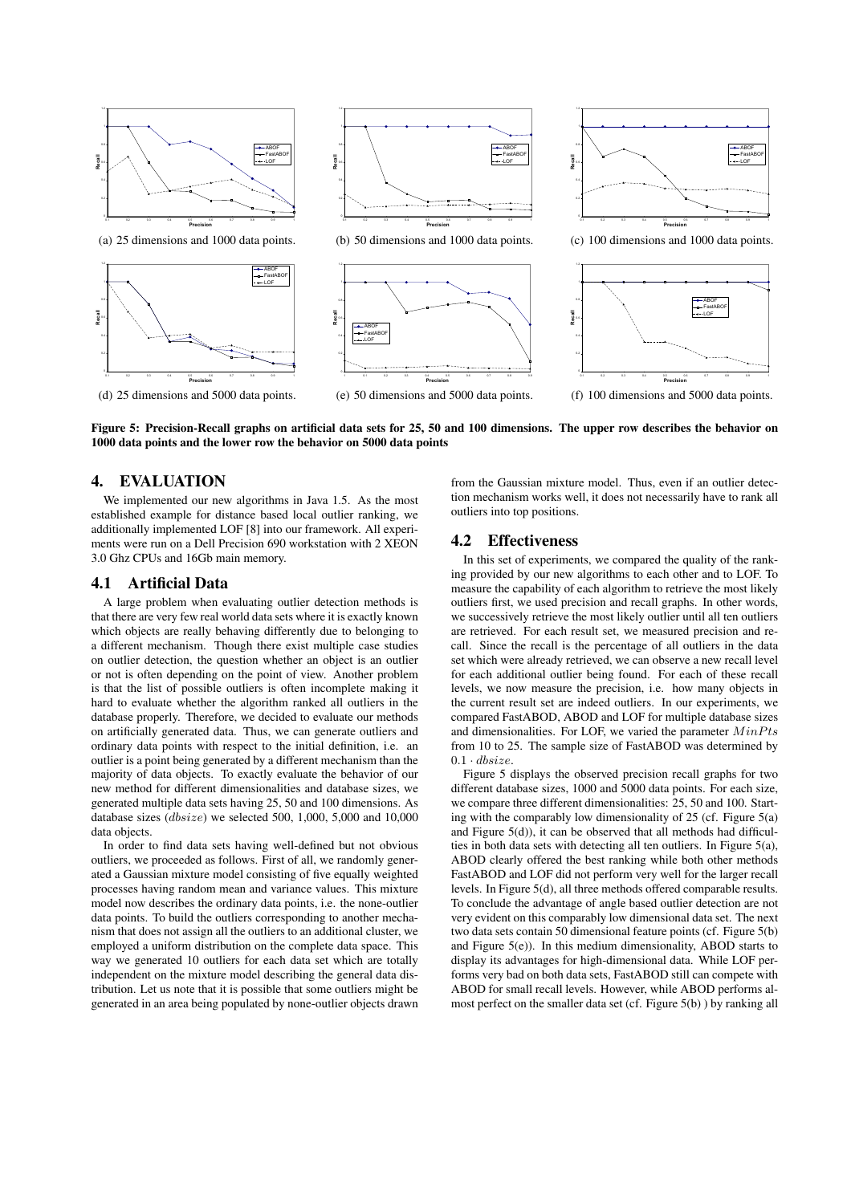(a) 25 dimensions and 1000 data points.

(b) 50 dimensions and 1000 data points.

(c) 100 dimensions and 1000 data points.

(d) 25 dimensions and 5000 data points.

(e) 50 dimensions and 5000 data points.

(f) 100 dimensions and 5000 data points.

**Figure 5: Precision-Recall graphs on artificial data sets for 25, 50 and 100 dimensions. The upper row describes the behavior on 1000 data points and the lower row the behavior on 5000 data points**

## 4. EVALUATION

We implemented our new algorithms in Java 1.5. As the most established example for distance based local outlier ranking, we additionally implemented LOF [8] into our framework. All experiments were run on a Dell Precision 690 workstation with 2 XEON 3.0 Ghz CPUs and 16Gb main memory.

### 4.1 Artificial Data

A large problem when evaluating outlier detection methods is that there are very few real world data sets where it is exactly known which objects are really behaving differently due to belonging to a different mechanism. Though there exist multiple case studies on outlier detection, the question whether an object is an outlier or not is often depending on the point of view. Another problem is that the list of possible outliers is often incomplete making it hard to evaluate whether the algorithm ranked all outliers in the database properly. Therefore, we decided to evaluate our methods on artificially generated data. Thus, we can generate outliers and ordinary data points with respect to the initial definition, i.e. an outlier is a point being generated by a different mechanism than the majority of data objects. To exactly evaluate the behavior of our new method for different dimensionalities and database sizes, we generated multiple data sets having 25, 50 and 100 dimensions. As database sizes ($dbsize$) we selected 500, 1,000, 5,000 and 10,000 data objects.

In order to find data sets having well-defined but not obvious outliers, we proceeded as follows. First of all, we randomly generated a Gaussian mixture model consisting of five equally weighted processes having random mean and variance values. This mixture model now describes the ordinary data points, i.e. the none-outlier data points. To build the outliers corresponding to another mechanism that does not assign all the outliers to an additional cluster, we employed a uniform distribution on the complete data space. This way we generated 10 outliers for each data set which are totally independent on the mixture model describing the general data distribution. Let us note that it is possible that some outliers might be generated in an area being populated by none-outlier objects drawn from the Gaussian mixture model. Thus, even if an outlier detection mechanism works well, it does not necessarily have to rank all outliers into top positions.

### 4.2 Effectiveness

In this set of experiments, we compared the quality of the ranking provided by our new algorithms to each other and to LOF. To measure the capability of each algorithm to retrieve the most likely outliers first, we used precision and recall graphs. In other words, we successively retrieve the most likely outlier until all ten outliers are retrieved. For each result set, we measured precision and recall. Since the recall is the percentage of all outliers in the data set which were already retrieved, we can observe a new recall level for each additional outlier being found. For each of these recall levels, we now measure the precision, i.e. how many objects in the current result set are indeed outliers. In our experiments, we compared FastABOD, ABOD and LOF for multiple database sizes and dimensionalities. For LOF, we varied the parameter $MinPts$ from 10 to 25. The sample size of FastABOD was determined by $0.1 \cdot dbsize$.

Figure 5 displays the observed precision recall graphs for two different database sizes, 1000 and 5000 data points. For each size, we compare three different dimensionalities: 25, 50 and 100. Starting with the comparably low dimensionality of 25 (cf. Figure 5(a) and Figure 5(d)), it can be observed that all methods had difficulties in both data sets with detecting all ten outliers. In Figure 5(a), ABOD clearly offered the best ranking while both other methods FastABOD and LOF did not perform very well for the larger recall levels. In Figure 5(d), all three methods offered comparable results. To conclude the advantage of angle based outlier detection are not very evident on this comparably low dimensional data set. The next two data sets contain 50 dimensional feature points (cf. Figure 5(b) and Figure 5(e)). In this medium dimensionality, ABOD starts to display its advantages for high-dimensional data. While LOF performs very bad on both data sets, FastABOD still can compete with ABOD for small recall levels. However, while ABOD performs almost perfect on the smaller data set (cf. Figure 5(b) ) by ranking all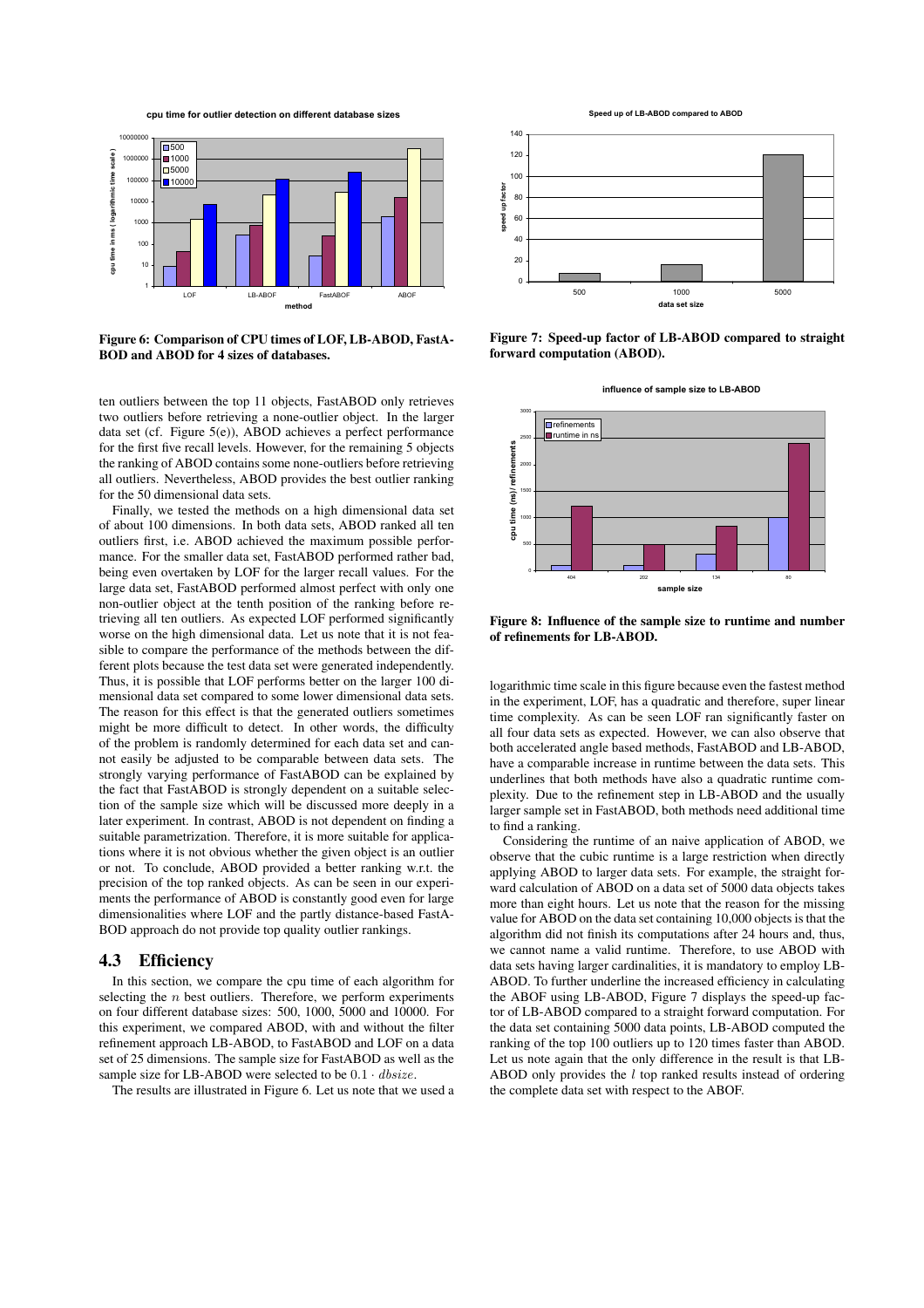cpu time for outlier detection on different database sizes

10000000
1000000
100000
10000
1000
100
10
1

cpu time in ms ( logarithmic time scale )

500
1000
5000
10000

LOF
LB-ABOF
FastABOF
ABOF

method

Figure 6: Comparison of CPU times of LOF, LB-ABOD, FastABOD and ABOD for 4 sizes of databases.

Speed up of LB-ABOD compared to ABOD

140
120
100
80
60
40
20
0

speed up factor

500
1000
5000

data set size

Figure 7: Speed-up factor of LB-ABOD compared to straight forward computation (ABOD).

influence of sample size to LB-ABOD

3000
2500
2000
1500
1000
500
0

cpu time (ns)/ refinements

refinements
runtime in ns

404
202
134
80

sample size

Figure 8: Influence of the sample size to runtime and number of refinements for LB-ABOD.

ten outliers between the top 11 objects, FastABOD only retrieves two outliers before retrieving a none-outlier object. In the larger data set (cf. Figure 5(e)), ABOD achieves a perfect performance for the first five recall levels. However, for the remaining 5 objects the ranking of ABOD contains some none-outliers before retrieving all outliers. Nevertheless, ABOD provides the best outlier ranking for the 50 dimensional data sets.

Finally, we tested the methods on a high dimensional data set of about 100 dimensions. In both data sets, ABOD ranked all ten outliers first, i.e. ABOD achieved the maximum possible performance. For the smaller data set, FastABOD performed rather bad, being even overtaken by LOF for the larger recall values. For the large data set, FastABOD performed almost perfect with only one non-outlier object at the tenth position of the ranking before retrieving all ten outliers. As expected LOF performed significantly worse on the high dimensional data. Let us note that it is not feasible to compare the performance of the methods between the different plots because the test data set were generated independently. Thus, it is possible that LOF performs better on the larger 100 dimensional data set compared to some lower dimensional data sets. The reason for this effect is that the generated outliers sometimes might be more difficult to detect. In other words, the difficulty of the problem is randomly determined for each data set and cannot easily be adjusted to be comparable between data sets. The strongly varying performance of FastABOD can be explained by the fact that FastABOD is strongly dependent on a suitable selection of the sample size which will be discussed more deeply in a later experiment. In contrast, ABOD is not dependent on finding a suitable parametrization. Therefore, it is more suitable for applications where it is not obvious whether the given object is an outlier or not. To conclude, ABOD provided a better ranking w.r.t. the precision of the top ranked objects. As can be seen in our experiments the performance of ABOD is constantly good even for large dimensionalities where LOF and the partly distance-based FastABOD approach do not provide top quality outlier rankings.

## 4.3 Efficiency

In this section, we compare the cpu time of each algorithm for selecting the $n$ best outliers. Therefore, we perform experiments on four different database sizes: 500, 1000, 5000 and 10000. For this experiment, we compared ABOD, with and without the filter refinement approach LB-ABOD, to FastABOD and LOF on a data set of 25 dimensions. The sample size for FastABOD as well as the sample size for LB-ABOD were selected to be $0.1 \cdot dbsize$.

The results are illustrated in Figure 6. Let us note that we used a logarithmic time scale in this figure because even the fastest method in the experiment, LOF, has a quadratic and therefore, super linear time complexity. As can be seen LOF ran significantly faster on all four data sets as expected. However, we can also observe that both accelerated angle based methods, FastABOD and LB-ABOD, have a comparable increase in runtime between the data sets. This underlines that both methods have also a quadratic runtime complexity. Due to the refinement step in LB-ABOD and the usually larger sample set in FastABOD, both methods need additional time to find a ranking.

Considering the runtime of an naive application of ABOD, we observe that the cubic runtime is a large restriction when directly applying ABOD to larger data sets. For example, the straight forward calculation of ABOD on a data set of 5000 data objects takes more than eight hours. Let us note that the reason for the missing value for ABOD on the data set containing 10,000 objects is that the algorithm did not finish its computations after 24 hours and, thus, we cannot name a valid runtime. Therefore, to use ABOD with data sets having larger cardinalities, it is mandatory to employ LB-ABOD. To further underline the increased efficiency in calculating the ABOF using LB-ABOD, Figure 7 displays the speed-up factor of LB-ABOD compared to a straight forward computation. For the data set containing 5000 data points, LB-ABOD computed the ranking of the top 100 outliers up to 120 times faster than ABOD. Let us note again that the only difference in the result is that LB-ABOD only provides the $l$ top ranked results instead of ordering the complete data set with respect to the ABOF.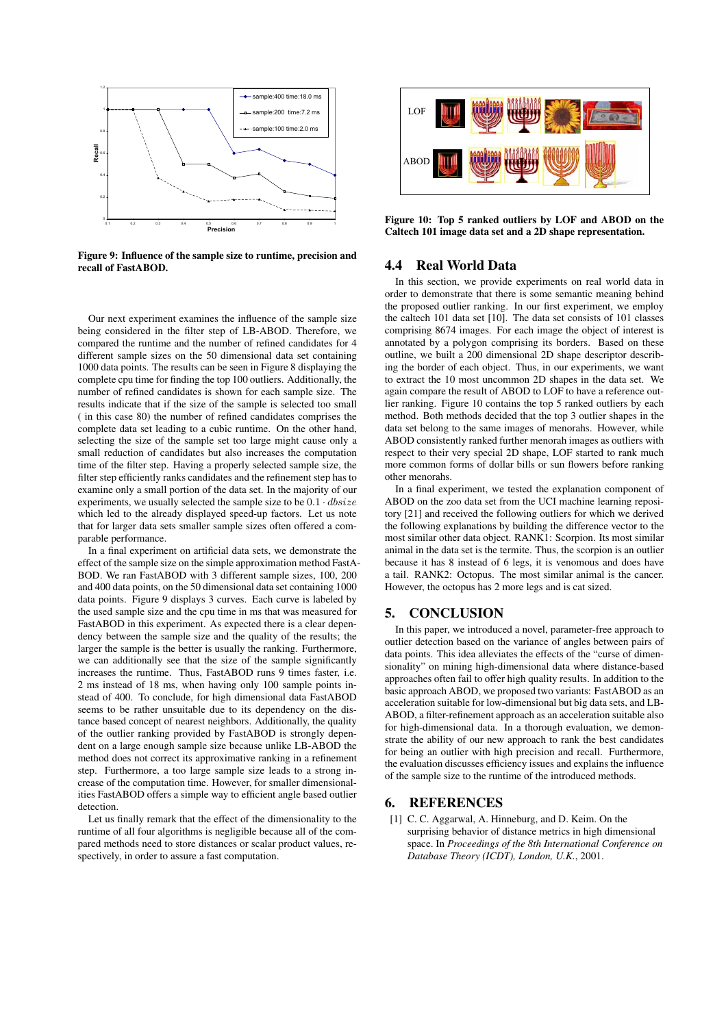Figure 9: Influence of the sample size to runtime, precision and recall of FastABOD.

Our next experiment examines the influence of the sample size being considered in the filter step of LB-ABOD. Therefore, we compared the runtime and the number of refined candidates for 4 different sample sizes on the 50 dimensional data set containing 1000 data points. The results can be seen in Figure 8 displaying the complete cpu time for finding the top 100 outliers. Additionally, the number of refined candidates is shown for each sample size. The results indicate that if the size of the sample is selected too small ( in this case 80) the number of refined candidates comprises the complete data set leading to a cubic runtime. On the other hand, selecting the size of the sample set too large might cause only a small reduction of candidates but also increases the computation time of the filter step. Having a properly selected sample size, the filter step efficiently ranks candidates and the refinement step has to examine only a small portion of the data set. In the majority of our experiments, we usually selected the sample size to be $0.1 \cdot dbsize$ which led to the already displayed speed-up factors. Let us note that for larger data sets smaller sample sizes often offered a comparable performance.

In a final experiment on artificial data sets, we demonstrate the effect of the sample size on the simple approximation method FastABOD. We ran FastABOD with 3 different sample sizes, 100, 200 and 400 data points, on the 50 dimensional data set containing 1000 data points. Figure 9 displays 3 curves. Each curve is labeled by the used sample size and the cpu time in ms that was measured for FastABOD in this experiment. As expected there is a clear dependency between the sample size and the quality of the results; the larger the sample is the better is usually the ranking. Furthermore, we can additionally see that the size of the sample significantly increases the runtime. Thus, FastABOD runs 9 times faster, i.e. 2 ms instead of 18 ms, when having only 100 sample points instead of 400. To conclude, for high dimensional data FastABOD seems to be rather unsuitable due to its dependency on the distance based concept of nearest neighbors. Additionally, the quality of the outlier ranking provided by FastABOD is strongly dependent on a large enough sample size because unlike LB-ABOD the method does not correct its approximative ranking in a refinement step. Furthermore, a too large sample size leads to a strong increase of the computation time. However, for smaller dimensionalities FastABOD offers a simple way to efficient angle based outlier detection.

Let us finally remark that the effect of the dimensionality to the runtime of all four algorithms is negligible because all of the compared methods need to store distances or scalar product values, respectively, in order to assure a fast computation.

Figure 10: Top 5 ranked outliers by LOF and ABOD on the Caltech 101 image data set and a 2D shape representation.

## 4.4 Real World Data

In this section, we provide experiments on real world data in order to demonstrate that there is some semantic meaning behind the proposed outlier ranking. In our first experiment, we employ the caltech 101 data set [10]. The data set consists of 101 classes comprising 8674 images. For each image the object of interest is annotated by a polygon comprising its borders. Based on these outline, we built a 200 dimensional 2D shape descriptor describing the border of each object. Thus, in our experiments, we want to extract the 10 most uncommon 2D shapes in the data set. We again compare the result of ABOD to LOF to have a reference outlier ranking. Figure 10 contains the top 5 ranked outliers by each method. Both methods decided that the top 3 outlier shapes in the data set belong to the same images of menorahs. However, while ABOD consistently ranked further menorah images as outliers with respect to their very special 2D shape, LOF started to rank much more common forms of dollar bills or sun flowers before ranking other menorahs.

In a final experiment, we tested the explanation component of ABOD on the zoo data set from the UCI machine learning repository [21] and received the following outliers for which we derived the following explanations by building the difference vector to the most similar other data object. RANK1: Scorpion. Its most similar animal in the data set is the termite. Thus, the scorpion is an outlier because it has 8 instead of 6 legs, it is venomous and does have a tail. RANK2: Octopus. The most similar animal is the cancer. However, the octopus has 2 more legs and is cat sized.

# 5. CONCLUSION

In this paper, we introduced a novel, parameter-free approach to outlier detection based on the variance of angles between pairs of data points. This idea alleviates the effects of the "curse of dimensionality" on mining high-dimensional data where distance-based approaches often fail to offer high quality results. In addition to the basic approach ABOD, we proposed two variants: FastABOD as an acceleration suitable for low-dimensional but big data sets, and LB-ABOD, a filter-refinement approach as an acceleration suitable also for high-dimensional data. In a thorough evaluation, we demonstrate the ability of our new approach to rank the best candidates for being an outlier with high precision and recall. Furthermore, the evaluation discusses efficiency issues and explains the influence of the sample size to the runtime of the introduced methods.

# 6. REFERENCES

[1] C. C. Aggarwal, A. Hinneburg, and D. Keim. On the surprising behavior of distance metrics in high dimensional space. In *Proceedings of the 8th International Conference on Database Theory (ICDT), London, U.K.*, 2001.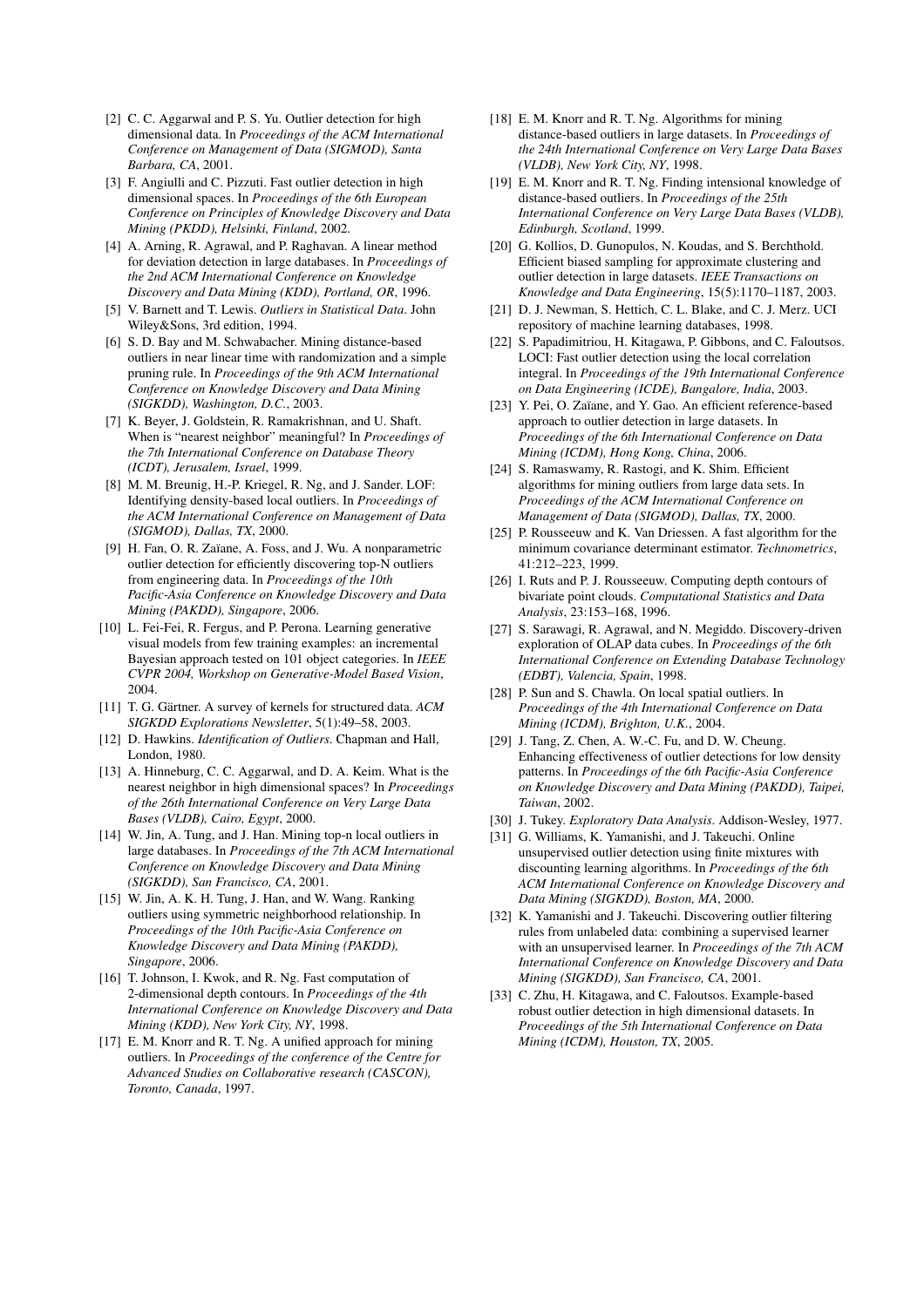[2] C. C. Aggarwal and P. S. Yu. Outlier detection for high dimensional data. In *Proceedings of the ACM International Conference on Management of Data (SIGMOD), Santa Barbara, CA*, 2001.

[3] F. Angiulli and C. Pizzuti. Fast outlier detection in high dimensional spaces. In *Proceedings of the 6th European Conference on Principles of Knowledge Discovery and Data Mining (PKDD), Helsinki, Finland*, 2002.

[4] A. Arning, R. Agrawal, and P. Raghavan. A linear method for deviation detection in large databases. In *Proceedings of the 2nd ACM International Conference on Knowledge Discovery and Data Mining (KDD), Portland, OR*, 1996.

[5] V. Barnett and T. Lewis. *Outliers in Statistical Data*. John Wiley&Sons, 3rd edition, 1994.

[6] S. D. Bay and M. Schwabacher. Mining distance-based outliers in near linear time with randomization and a simple pruning rule. In *Proceedings of the 9th ACM International Conference on Knowledge Discovery and Data Mining (SIGKDD), Washington, D.C.*, 2003.

[7] K. Beyer, J. Goldstein, R. Ramakrishnan, and U. Shaft. When is "nearest neighbor" meaningful? In *Proceedings of the 7th International Conference on Database Theory (ICDT), Jerusalem, Israel*, 1999.

[8] M. M. Breunig, H.-P. Kriegel, R. Ng, and J. Sander. LOF: Identifying density-based local outliers. In *Proceedings of the ACM International Conference on Management of Data (SIGMOD), Dallas, TX*, 2000.

[9] H. Fan, O. R. Zaïane, A. Foss, and J. Wu. A nonparametric outlier detection for efficiently discovering top-N outliers from engineering data. In *Proceedings of the 10th Pacific-Asia Conference on Knowledge Discovery and Data Mining (PAKDD), Singapore*, 2006.

[10] L. Fei-Fei, R. Fergus, and P. Perona. Learning generative visual models from few training examples: an incremental Bayesian approach tested on 101 object categories. In *IEEE CVPR 2004, Workshop on Generative-Model Based Vision*, 2004.

[11] T. G. Gärtner. A survey of kernels for structured data. *ACM SIGKDD Explorations Newsletter*, 5(1):49–58, 2003.

[12] D. Hawkins. *Identification of Outliers*. Chapman and Hall, London, 1980.

[13] A. Hinneburg, C. C. Aggarwal, and D. A. Keim. What is the nearest neighbor in high dimensional spaces? In *Proceedings of the 26th International Conference on Very Large Data Bases (VLDB), Cairo, Egypt*, 2000.

[14] W. Jin, A. Tung, and J. Han. Mining top-n local outliers in large databases. In *Proceedings of the 7th ACM International Conference on Knowledge Discovery and Data Mining (SIGKDD), San Francisco, CA*, 2001.

[15] W. Jin, A. K. H. Tung, J. Han, and W. Wang. Ranking outliers using symmetric neighborhood relationship. In *Proceedings of the 10th Pacific-Asia Conference on Knowledge Discovery and Data Mining (PAKDD), Singapore*, 2006.

[16] T. Johnson, I. Kwok, and R. Ng. Fast computation of 2-dimensional depth contours. In *Proceedings of the 4th International Conference on Knowledge Discovery and Data Mining (KDD), New York City, NY*, 1998.

[17] E. M. Knorr and R. T. Ng. A unified approach for mining outliers. In *Proceedings of the conference of the Centre for Advanced Studies on Collaborative research (CASCON), Toronto, Canada*, 1997.

[18] E. M. Knorr and R. T. Ng. Algorithms for mining distance-based outliers in large datasets. In *Proceedings of the 24th International Conference on Very Large Data Bases (VLDB), New York City, NY*, 1998.

[19] E. M. Knorr and R. T. Ng. Finding intensional knowledge of distance-based outliers. In *Proceedings of the 25th International Conference on Very Large Data Bases (VLDB), Edinburgh, Scotland*, 1999.

[20] G. Kollios, D. Gunopulos, N. Koudas, and S. Berchthold. Efficient biased sampling for approximate clustering and outlier detection in large datasets. *IEEE Transactions on Knowledge and Data Engineering*, 15(5):1170–1187, 2003.

[21] D. J. Newman, S. Hettich, C. L. Blake, and C. J. Merz. UCI repository of machine learning databases, 1998.

[22] S. Papadimitriou, H. Kitagawa, P. Gibbons, and C. Faloutsos. LOCI: Fast outlier detection using the local correlation integral. In *Proceedings of the 19th International Conference on Data Engineering (ICDE), Bangalore, India*, 2003.

[23] Y. Pei, O. Zaïane, and Y. Gao. An efficient reference-based approach to outlier detection in large datasets. In *Proceedings of the 6th International Conference on Data Mining (ICDM), Hong Kong, China*, 2006.

[24] S. Ramaswamy, R. Rastogi, and K. Shim. Efficient algorithms for mining outliers from large data sets. In *Proceedings of the ACM International Conference on Management of Data (SIGMOD), Dallas, TX*, 2000.

[25] P. Rousseeuw and K. Van Driessen. A fast algorithm for the minimum covariance determinant estimator. *Technometrics*, 41:212–223, 1999.

[26] I. Ruts and P. J. Rousseeuw. Computing depth contours of bivariate point clouds. *Computational Statistics and Data Analysis*, 23:153–168, 1996.

[27] S. Sarawagi, R. Agrawal, and N. Megiddo. Discovery-driven exploration of OLAP data cubes. In *Proceedings of the 6th International Conference on Extending Database Technology (EDBT), Valencia, Spain*, 1998.

[28] P. Sun and S. Chawla. On local spatial outliers. In *Proceedings of the 4th International Conference on Data Mining (ICDM), Brighton, U.K.*, 2004.

[29] J. Tang, Z. Chen, A. W.-C. Fu, and D. W. Cheung. Enhancing effectiveness of outlier detections for low density patterns. In *Proceedings of the 6th Pacific-Asia Conference on Knowledge Discovery and Data Mining (PAKDD), Taipei, Taiwan*, 2002.

[30] J. Tukey. *Exploratory Data Analysis*. Addison-Wesley, 1977.

[31] G. Williams, K. Yamanishi, and J. Takeuchi. Online unsupervised outlier detection using finite mixtures with discounting learning algorithms. In *Proceedings of the 6th ACM International Conference on Knowledge Discovery and Data Mining (SIGKDD), Boston, MA*, 2000.

[32] K. Yamanishi and J. Takeuchi. Discovering outlier filtering rules from unlabeled data: combining a supervised learner with an unsupervised learner. In *Proceedings of the 7th ACM International Conference on Knowledge Discovery and Data Mining (SIGKDD), San Francisco, CA*, 2001.

[33] C. Zhu, H. Kitagawa, and C. Faloutsos. Example-based robust outlier detection in high dimensional datasets. In *Proceedings of the 5th International Conference on Data Mining (ICDM), Houston, TX*, 2005.